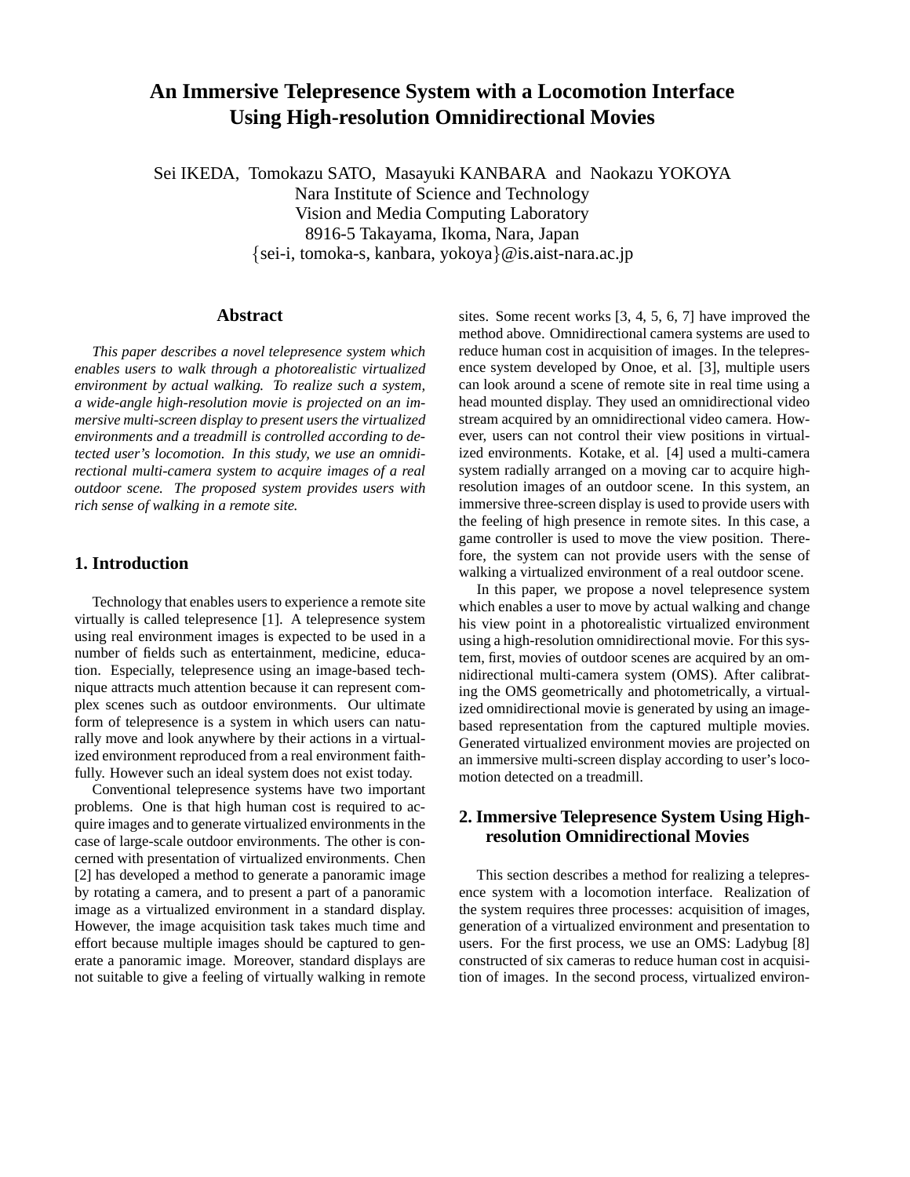# An Immersive Telepresence System with a Locomotion Interface Using High-resolution Omnidirectional Movies

Sei IKEDA, Tomokazu SATO, Masayuki KANBARA and Naokazu YOKOYA
Nara Institute of Science and Technology
Vision and Media Computing Laboratory
8916-5 Takayama, Ikoma, Nara, Japan
{sei-i, tomoka-s, kanbara, yokoya}@is.aist-nara.ac.jp

### Abstract

*This paper describes a novel telepresence system which enables users to walk through a photorealistic virtualized environment by actual walking. To realize such a system, a wide-angle high-resolution movie is projected on an immersive multi-screen display to present users the virtualized environments and a treadmill is controlled according to detected user's locomotion. In this study, we use an omnidirectional multi-camera system to acquire images of a real outdoor scene. The proposed system provides users with rich sense of walking in a remote site.*

## 1. Introduction

Technology that enables users to experience a remote site virtually is called telepresence [1]. A telepresence system using real environment images is expected to be used in a number of fields such as entertainment, medicine, education. Especially, telepresence using an image-based technique attracts much attention because it can represent complex scenes such as outdoor environments. Our ultimate form of telepresence is a system in which users can naturally move and look anywhere by their actions in a virtualized environment reproduced from a real environment faithfully. However such an ideal system does not exist today.

Conventional telepresence systems have two important problems. One is that high human cost is required to acquire images and to generate virtualized environments in the case of large-scale outdoor environments. The other is concerned with presentation of virtualized environments. Chen [2] has developed a method to generate a panoramic image by rotating a camera, and to present a part of a panoramic image as a virtualized environment in a standard display. However, the image acquisition task takes much time and effort because multiple images should be captured to generate a panoramic image. Moreover, standard displays are not suitable to give a feeling of virtually walking in remote sites. Some recent works [3, 4, 5, 6, 7] have improved the method above. Omnidirectional camera systems are used to reduce human cost in acquisition of images. In the telepresence system developed by Onoe, et al. [3], multiple users can look around a scene of remote site in real time using a head mounted display. They used an omnidirectional video stream acquired by an omnidirectional video camera. However, users can not control their view positions in virtualized environments. Kotake, et al. [4] used a multi-camera system radially arranged on a moving car to acquire high-resolution images of an outdoor scene. In this system, an immersive three-screen display is used to provide users with the feeling of high presence in remote sites. In this case, a game controller is used to move the view position. Therefore, the system can not provide users with the sense of walking a virtualized environment of a real outdoor scene.

In this paper, we propose a novel telepresence system which enables a user to move by actual walking and change his view point in a photorealistic virtualized environment using a high-resolution omnidirectional movie. For this system, first, movies of outdoor scenes are acquired by an omnidirectional multi-camera system (OMS). After calibrating the OMS geometrically and photometrically, a virtualized omnidirectional movie is generated by using an image-based representation from the captured multiple movies. Generated virtualized environment movies are projected on an immersive multi-screen display according to user's locomotion detected on a treadmill.

## 2. Immersive Telepresence System Using High-resolution Omnidirectional Movies

This section describes a method for realizing a telepresence system with a locomotion interface. Realization of the system requires three processes: acquisition of images, generation of a virtualized environment and presentation to users. For the first process, we use an OMS: Ladybug [8] constructed of six cameras to reduce human cost in acquisition of images. In the second process, virtualized environ-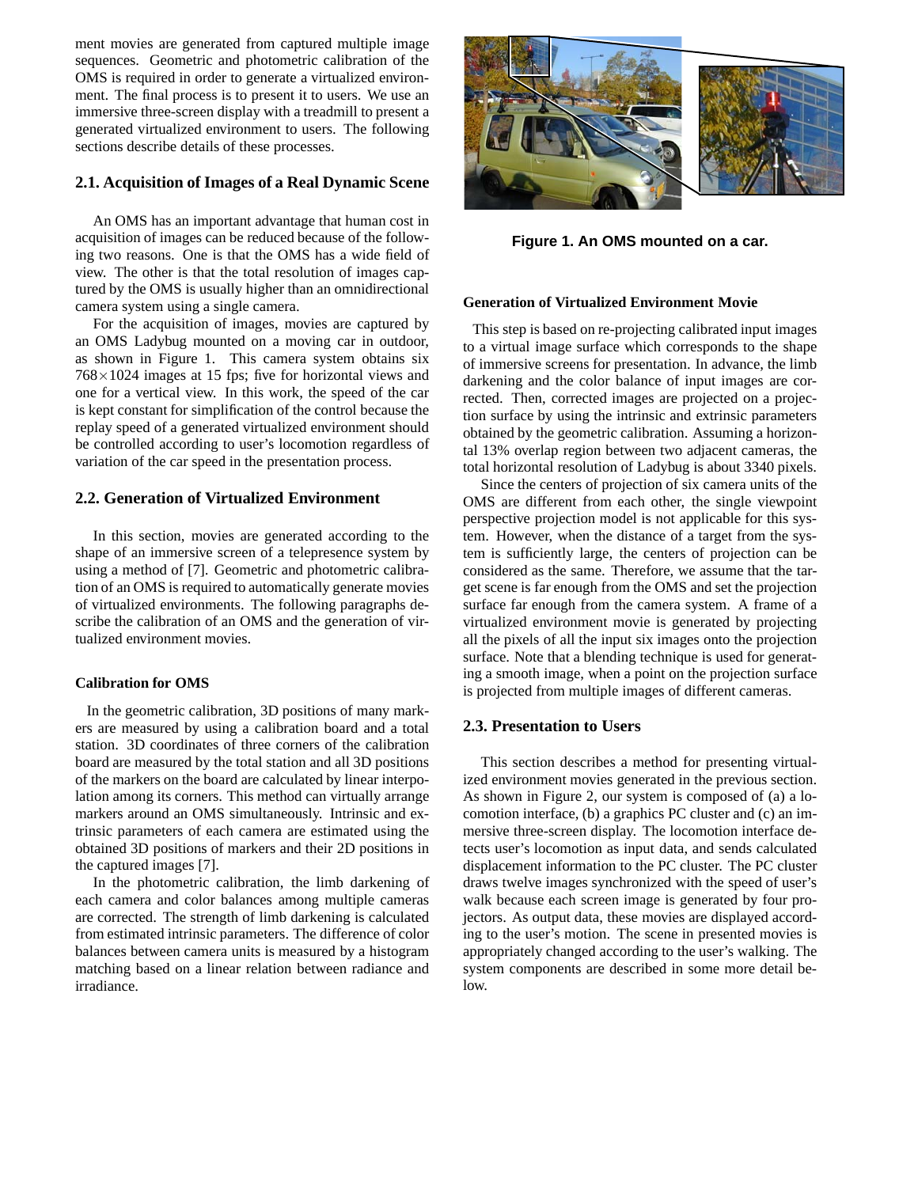ment movies are generated from captured multiple image sequences. Geometric and photometric calibration of the OMS is required in order to generate a virtualized environment. The final process is to present it to users. We use an immersive three-screen display with a treadmill to present a generated virtualized environment to users. The following sections describe details of these processes.

## 2.1. Acquisition of Images of a Real Dynamic Scene

An OMS has an important advantage that human cost in acquisition of images can be reduced because of the following two reasons. One is that the OMS has a wide field of view. The other is that the total resolution of images captured by the OMS is usually higher than an omnidirectional camera system using a single camera.

For the acquisition of images, movies are captured by an OMS Ladybug mounted on a moving car in outdoor, as shown in Figure 1. This camera system obtains six $768 \times 1024$ images at 15 fps; five for horizontal views and one for a vertical view. In this work, the speed of the car is kept constant for simplification of the control because the replay speed of a generated virtualized environment should be controlled according to user's locomotion regardless of variation of the car speed in the presentation process.

## 2.2. Generation of Virtualized Environment

In this section, movies are generated according to the shape of an immersive screen of a telepresence system by using a method of [7]. Geometric and photometric calibration of an OMS is required to automatically generate movies of virtualized environments. The following paragraphs describe the calibration of an OMS and the generation of virtualized environment movies.

### Calibration for OMS

In the geometric calibration, 3D positions of many markers are measured by using a calibration board and a total station. 3D coordinates of three corners of the calibration board are measured by the total station and all 3D positions of the markers on the board are calculated by linear interpolation among its corners. This method can virtually arrange markers around an OMS simultaneously. Intrinsic and extrinsic parameters of each camera are estimated using the obtained 3D positions of markers and their 2D positions in the captured images [7].

In the photometric calibration, the limb darkening of each camera and color balances among multiple cameras are corrected. The strength of limb darkening is calculated from estimated intrinsic parameters. The difference of color balances between camera units is measured by a histogram matching based on a linear relation between radiance and irradiance.

**Figure 1. An OMS mounted on a car.**

### Generation of Virtualized Environment Movie

This step is based on re-projecting calibrated input images to a virtual image surface which corresponds to the shape of immersive screens for presentation. In advance, the limb darkening and the color balance of input images are corrected. Then, corrected images are projected on a projection surface by using the intrinsic and extrinsic parameters obtained by the geometric calibration. Assuming a horizontal 13% overlap region between two adjacent cameras, the total horizontal resolution of Ladybug is about 3340 pixels.

Since the centers of projection of six camera units of the OMS are different from each other, the single viewpoint perspective projection model is not applicable for this system. However, when the distance of a target from the system is sufficiently large, the centers of projection can be considered as the same. Therefore, we assume that the target scene is far enough from the OMS and set the projection surface far enough from the camera system. A frame of a virtualized environment movie is generated by projecting all the pixels of all the input six images onto the projection surface. Note that a blending technique is used for generating a smooth image, when a point on the projection surface is projected from multiple images of different cameras.

## 2.3. Presentation to Users

This section describes a method for presenting virtualized environment movies generated in the previous section. As shown in Figure 2, our system is composed of (a) a locomotion interface, (b) a graphics PC cluster and (c) an immersive three-screen display. The locomotion interface detects user's locomotion as input data, and sends calculated displacement information to the PC cluster. The PC cluster draws twelve images synchronized with the speed of user's walk because each screen image is generated by four projectors. As output data, these movies are displayed according to the user's motion. The scene in presented movies is appropriately changed according to the user's walking. The system components are described in some more detail below.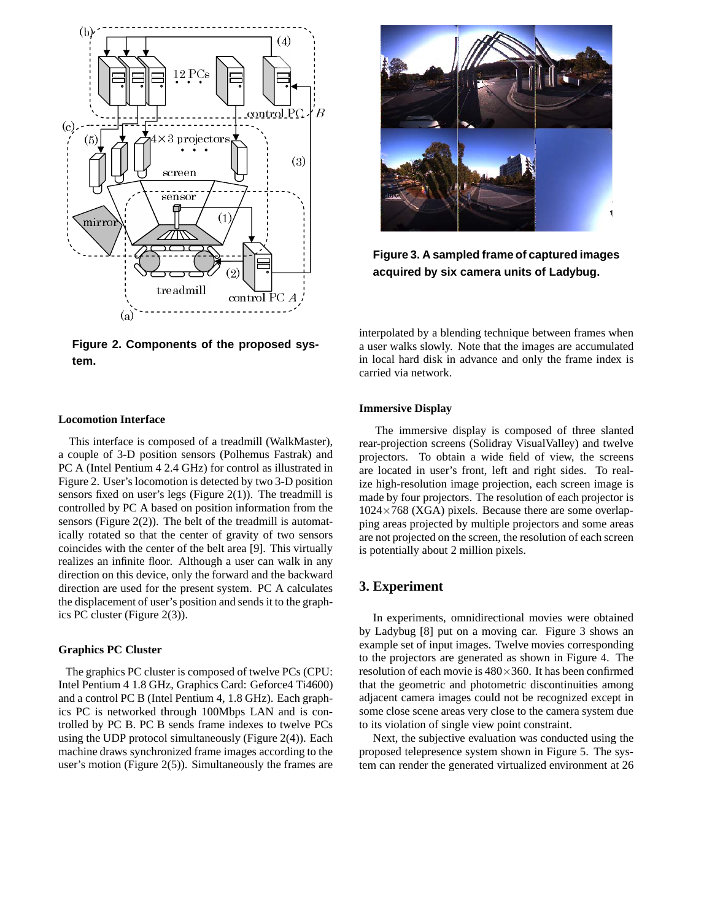Figure 2. Components of the proposed system.

Figure 3. A sampled frame of captured images acquired by six camera units of Ladybug.

### Locomotion Interface

This interface is composed of a treadmill (WalkMaster), a couple of 3-D position sensors (Polhemus Fastrak) and PC A (Intel Pentium 4 2.4 GHz) for control as illustrated in Figure 2. User's locomotion is detected by two 3-D position sensors fixed on user's legs (Figure 2(1)). The treadmill is controlled by PC A based on position information from the sensors (Figure 2(2)). The belt of the treadmill is automatically rotated so that the center of gravity of two sensors coincides with the center of the belt area [9]. This virtually realizes an infinite floor. Although a user can walk in any direction on this device, only the forward and the backward direction are used for the present system. PC A calculates the displacement of user's position and sends it to the graphics PC cluster (Figure 2(3)).

### Graphics PC Cluster

The graphics PC cluster is composed of twelve PCs (CPU: Intel Pentium 4 1.8 GHz, Graphics Card: Geforce4 Ti4600) and a control PC B (Intel Pentium 4, 1.8 GHz). Each graphics PC is networked through 100Mbps LAN and is controlled by PC B. PC B sends frame indexes to twelve PCs using the UDP protocol simultaneously (Figure 2(4)). Each machine draws synchronized frame images according to the user's motion (Figure 2(5)). Simultaneously the frames are interpolated by a blending technique between frames when a user walks slowly. Note that the images are accumulated in local hard disk in advance and only the frame index is carried via network.

### Immersive Display

The immersive display is composed of three slanted rear-projection screens (Solidray VisualValley) and twelve projectors. To obtain a wide field of view, the screens are located in user's front, left and right sides. To realize high-resolution image projection, each screen image is made by four projectors. The resolution of each projector is $1024\times768$ (XGA) pixels. Because there are some overlapping areas projected by multiple projectors and some areas are not projected on the screen, the resolution of each screen is potentially about 2 million pixels.

## 3. Experiment

In experiments, omnidirectional movies were obtained by Ladybug [8] put on a moving car. Figure 3 shows an example set of input images. Twelve movies corresponding to the projectors are generated as shown in Figure 4. The resolution of each movie is $480\times360$. It has been confirmed that the geometric and photometric discontinuities among adjacent camera images could not be recognized except in some close scene areas very close to the camera system due to its violation of single view point constraint.

Next, the subjective evaluation was conducted using the proposed telepresence system shown in Figure 5. The system can render the generated virtualized environment at 26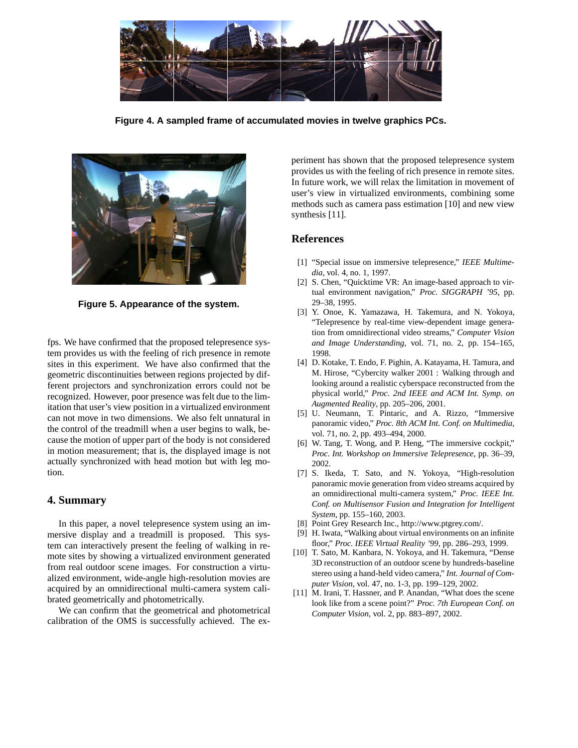**Figure 4. A sampled frame of accumulated movies in twelve graphics PCs.**

**Figure 5. Appearance of the system.**

fps. We have confirmed that the proposed telepresence system provides us with the feeling of rich presence in remote sites in this experiment. We have also confirmed that the geometric discontinuities between regions projected by different projectors and synchronization errors could not be recognized. However, poor presence was felt due to the limitation that user's view position in a virtualized environment can not move in two dimensions. We also felt unnatural in the control of the treadmill when a user begins to walk, because the motion of upper part of the body is not considered in motion measurement; that is, the displayed image is not actually synchronized with head motion but with leg motion.

## 4. Summary

In this paper, a novel telepresence system using an immersive display and a treadmill is proposed. This system can interactively present the feeling of walking in remote sites by showing a virtualized environment generated from real outdoor scene images. For construction a virtualized environment, wide-angle high-resolution movies are acquired by an omnidirectional multi-camera system calibrated geometrically and photometrically.

We can confirm that the geometrical and photometrical calibration of the OMS is successfully achieved. The experiment has shown that the proposed telepresence system provides us with the feeling of rich presence in remote sites. In future work, we will relax the limitation in movement of user's view in virtualized environments, combining some methods such as camera pass estimation [10] and new view synthesis [11].

## References

[1] "Special issue on immersive telepresence," *IEEE Multimedia*, vol. 4, no. 1, 1997.

[2] S. Chen, "Quicktime VR: An image-based approach to virtual environment navigation," *Proc. SIGGRAPH '95*, pp. 29–38, 1995.

[3] Y. Onoe, K. Yamazawa, H. Takemura, and N. Yokoya, "Telepresence by real-time view-dependent image generation from omnidirectional video streams," *Computer Vision and Image Understanding*, vol. 71, no. 2, pp. 154–165, 1998.

[4] D. Kotake, T. Endo, F. Pighin, A. Katayama, H. Tamura, and M. Hirose, "Cybercity walker 2001 : Walking through and looking around a realistic cyberspace reconstructed from the physical world," *Proc. 2nd IEEE and ACM Int. Symp. on Augmented Reality*, pp. 205–206, 2001.

[5] U. Neumann, T. Pintaric, and A. Rizzo, "Immersive panoramic video," *Proc. 8th ACM Int. Conf. on Multimedia*, vol. 71, no. 2, pp. 493–494, 2000.

[6] W. Tang, T. Wong, and P. Heng, "The immersive cockpit," *Proc. Int. Workshop on Immersive Telepresence*, pp. 36–39, 2002.

[7] S. Ikeda, T. Sato, and N. Yokoya, "High-resolution panoramic movie generation from video streams acquired by an omnidirectional multi-camera system," *Proc. IEEE Int. Conf. on Multisensor Fusion and Integration for Intelligent System*, pp. 155–160, 2003.

[8] Point Grey Research Inc., http://www.ptgrey.com/.

[9] H. Iwata, "Walking about virtual environments on an infinite floor," *Proc. IEEE Virtual Reality '99*, pp. 286–293, 1999.

[10] T. Sato, M. Kanbara, N. Yokoya, and H. Takemura, "Dense 3D reconstruction of an outdoor scene by hundreds-baseline stereo using a hand-held video camera," *Int. Journal of Computer Vision*, vol. 47, no. 1-3, pp. 199–129, 2002.

[11] M. Irani, T. Hassner, and P. Anandan, "What does the scene look like from a scene point?" *Proc. 7th European Conf. on Computer Vision*, vol. 2, pp. 883–897, 2002.